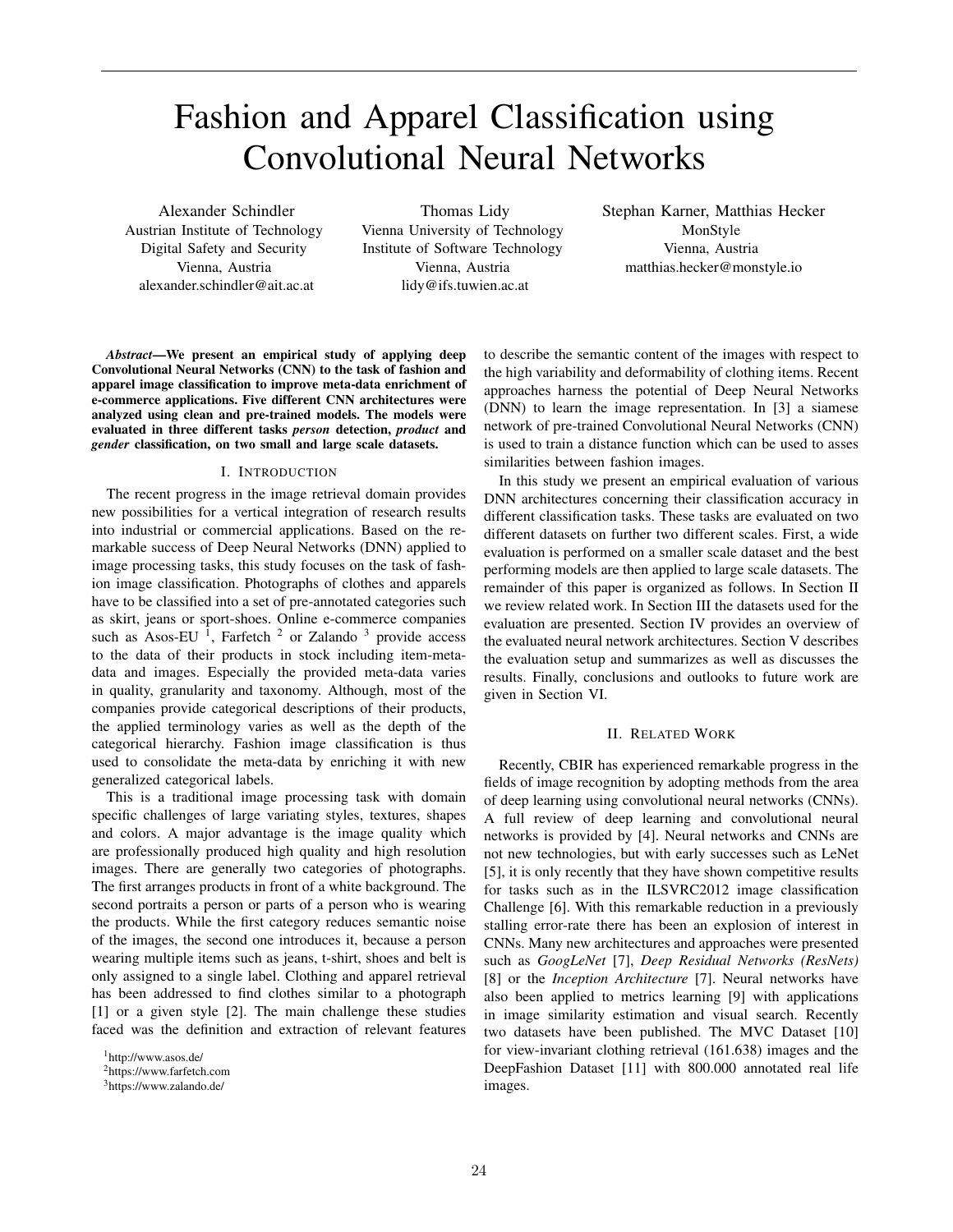# Fashion and Apparel Classification using Convolutional Neural Networks

Alexander Schindler
Austrian Institute of Technology
Digital Safety and Security
Vienna, Austria
alexander.schindler@ait.ac.at

Thomas Lidy
Vienna University of Technology
Institute of Software Technology
Vienna, Austria
lidy@ifs.tuwien.ac.at

Stephan Karner, Matthias Hecker
MonStyle
Vienna, Austria
matthias.hecker@monstyle.io

***Abstract*—We present an empirical study of applying deep Convolutional Neural Networks (CNN) to the task of fashion and apparel image classification to improve meta-data enrichment of e-commerce applications. Five different CNN architectures were analyzed using clean and pre-trained models. The models were evaluated in three different tasks *person* detection, *product* and *gender* classification, on two small and large scale datasets.**

## I. Introduction

The recent progress in the image retrieval domain provides new possibilities for a vertical integration of research results into industrial or commercial applications. Based on the remarkable success of Deep Neural Networks (DNN) applied to image processing tasks, this study focuses on the task of fashion image classification. Photographs of clothes and apparels have to be classified into a set of pre-annotated categories such as skirt, jeans or sport-shoes. Online e-commerce companies such as Asos-EU [1], Farfetch [2] or Zalando [3] provide access to the data of their products in stock including item-meta-data and images. Especially the provided meta-data varies in quality, granularity and taxonomy. Although, most of the companies provide categorical descriptions of their products, the applied terminology varies as well as the depth of the categorical hierarchy. Fashion image classification is thus used to consolidate the meta-data by enriching it with new generalized categorical labels.

This is a traditional image processing task with domain specific challenges of large variating styles, textures, shapes and colors. A major advantage is the image quality which are professionally produced high quality and high resolution images. There are generally two categories of photographs. The first arranges products in front of a white background. The second portraits a person or parts of a person who is wearing the products. While the first category reduces semantic noise of the images, the second one introduces it, because a person wearing multiple items such as jeans, t-shirt, shoes and belt is only assigned to a single label. Clothing and apparel retrieval has been addressed to find clothes similar to a photograph [1] or a given style [2]. The main challenge these studies faced was the definition and extraction of relevant features to describe the semantic content of the images with respect to the high variability and deformability of clothing items. Recent approaches harness the potential of Deep Neural Networks (DNN) to learn the image representation. In [3] a siamese network of pre-trained Convolutional Neural Networks (CNN) is used to train a distance function which can be used to asses similarities between fashion images.

In this study we present an empirical evaluation of various DNN architectures concerning their classification accuracy in different classification tasks. These tasks are evaluated on two different datasets on further two different scales. First, a wide evaluation is performed on a smaller scale dataset and the best performing models are then applied to large scale datasets. The remainder of this paper is organized as follows. In Section II we review related work. In Section III the datasets used for the evaluation are presented. Section IV provides an overview of the evaluated neural network architectures. Section V describes the evaluation setup and summarizes as well as discusses the results. Finally, conclusions and outlooks to future work are given in Section VI.

[1] http://www.asos.de/
[2] https://www.farfetch.com
[3] https://www.zalando.de/

## II. Related Work

Recently, CBIR has experienced remarkable progress in the fields of image recognition by adopting methods from the area of deep learning using convolutional neural networks (CNNs). A full review of deep learning and convolutional neural networks is provided by [4]. Neural networks and CNNs are not new technologies, but with early successes such as LeNet [5], it is only recently that they have shown competitive results for tasks such as in the ILSVRC2012 image classification Challenge [6]. With this remarkable reduction in a previously stalling error-rate there has been an explosion of interest in CNNs. Many new architectures and approaches were presented such as *GoogLeNet* [7], *Deep Residual Networks (ResNets)* [8] or the *Inception Architecture* [7]. Neural networks have also been applied to metrics learning [9] with applications in image similarity estimation and visual search. Recently two datasets have been published. The MVC Dataset [10] for view-invariant clothing retrieval (161.638) images and the DeepFashion Dataset [11] with 800.000 annotated real life images.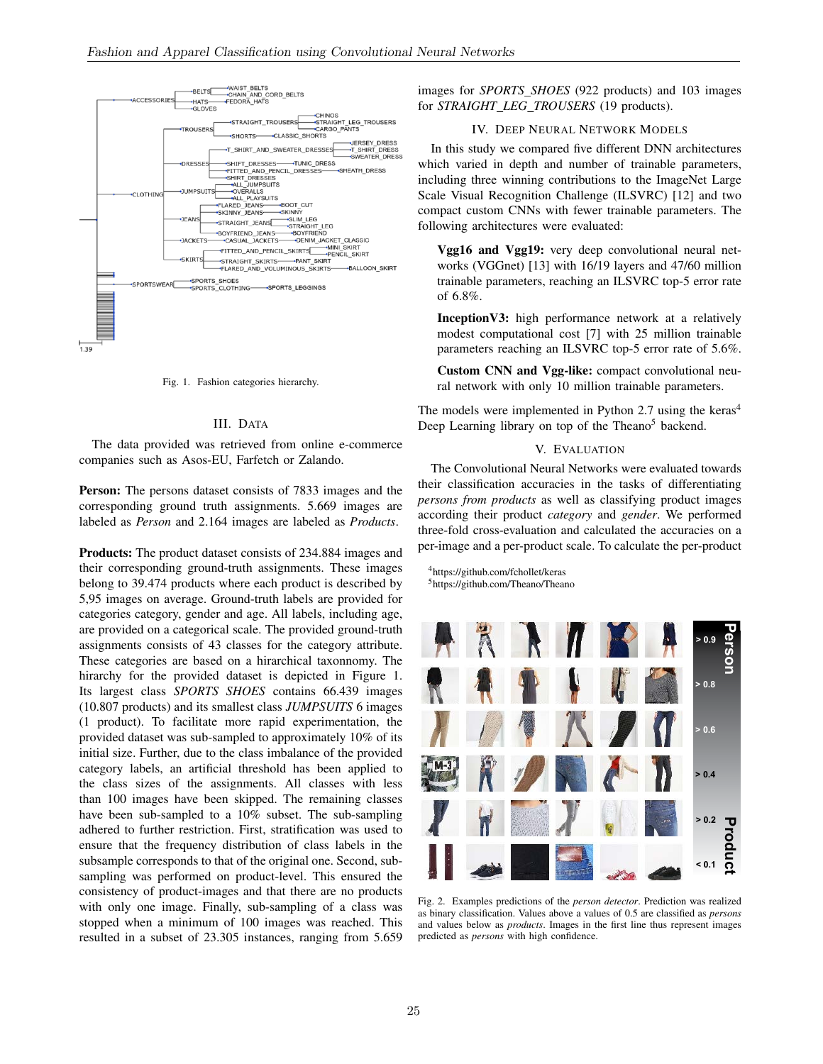Fig. 1. Fashion categories hierarchy.

## III. DATA

The data provided was retrieved from online e-commerce companies such as Asos-EU, Farfetch or Zalando.

**Person:** The persons dataset consists of 7833 images and the corresponding ground truth assignments. 5.669 images are labeled as *Person* and 2.164 images are labeled as *Products*.

**Products:** The product dataset consists of 234.884 images and their corresponding ground-truth assignments. These images belong to 39.474 products where each product is described by 5,95 images on average. Ground-truth labels are provided for categories category, gender and age. All labels, including age, are provided on a categorical scale. The provided ground-truth assignments consists of 43 classes for the category attribute. These categories are based on a hirarchical taxonomy. The hirarchy for the provided dataset is depicted in Figure 1. Its largest class *SPORTS SHOES* contains 66.439 images (10.807 products) and its smallest class *JUMPSUITS* 6 images (1 product). To facilitate more rapid experimentation, the provided dataset was sub-sampled to approximately 10% of its initial size. Further, due to the class imbalance of the provided category labels, an artificial threshold has been applied to the class sizes of the assignments. All classes with less than 100 images have been skipped. The remaining classes have been sub-sampled to a 10% subset. The sub-sampling adhered to further restriction. First, stratification was used to ensure that the frequency distribution of class labels in the subsample corresponds to that of the original one. Second, sub-sampling was performed on product-level. This ensured the consistency of product-images and that there are no products with only one image. Finally, sub-sampling of a class was stopped when a minimum of 100 images was reached. This resulted in a subset of 23.305 instances, ranging from 5.659 images for *SPORTS_SHOES* (922 products) and 103 images for *STRAIGHT_LEG_TROUSERS* (19 products).

## IV. DEEP NEURAL NETWORK MODELS

In this study we compared five different DNN architectures which varied in depth and number of trainable parameters, including three winning contributions to the ImageNet Large Scale Visual Recognition Challenge (ILSVRC) [12] and two compact custom CNNs with fewer trainable parameters. The following architectures were evaluated:

**Vgg16 and Vgg19:** very deep convolutional neural networks (VGGnet) [13] with 16/19 layers and 47/60 million trainable parameters, reaching an ILSVRC top-5 error rate of 6.8%.

**InceptionV3:** high performance network at a relatively modest computational cost [7] with 25 million trainable parameters reaching an ILSVRC top-5 error rate of 5.6%.

**Custom CNN and Vgg-like:** compact convolutional neural network with only 10 million trainable parameters.

The models were implemented in Python 2.7 using the keras[4] Deep Learning library on top of the Theano[5] backend.

## V. EVALUATION

The Convolutional Neural Networks were evaluated towards their classification accuracies in the tasks of differentiating *persons from products* as well as classifying product images according their product *category* and *gender*. We performed three-fold cross-evaluation and calculated the accuracies on a per-image and a per-product scale. To calculate the per-product

[4]https://github.com/fchollet/keras
[5]https://github.com/Theano/Theano

Fig. 2. Examples predictions of the *person detector*. Prediction was realized as binary classification. Values above a values of 0.5 are classified as *persons* and values below as *products*. Images in the first line thus represent images predicted as *persons* with high confidence.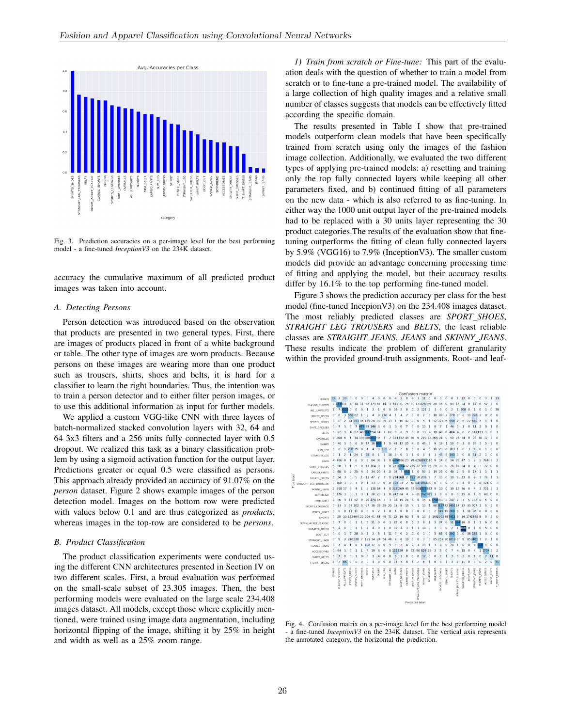Fig. 3. Prediction accuracies on a per-image level for the best performing model - a fine-tuned *InceptionV3* on the 234K dataset.

accuracy the cumulative maximum of all predicted product images was taken into account.

### A. Detecting Persons

Person detection was introduced based on the observation that products are presented in two general types. First, there are images of products placed in front of a white background or table. The other type of images are worn products. Because persons on these images are wearing more than one product such as trousers, shirts, shoes and belts, it is hard for a classifier to learn the right boundaries. Thus, the intention was to train a person detector and to either filter person images, or to use this additional information as input for further models.

We applied a custom VGG-like CNN with three layers of batch-normalized stacked convolution layers with 32, 64 and 64 3x3 filters and a 256 units fully connected layer with 0.5 dropout. We realized this task as a binary classification problem by using a sigmoid activation function for the output layer. Predictions greater or equal 0.5 were classified as persons. This approach already provided an accuracy of 91.07% on the *person* dataset. Figure 2 shows example images of the person detection model. Images on the bottom row were predicted with values below 0.1 and are thus categorized as *products*, whereas images in the top-row are considered to be *persons*.

### B. Product Classification

The product classification experiments were conducted using the different CNN architectures presented in Section IV on two different scales. First, a broad evaluation was performed on the small-scale subset of 23.305 images. Then, the best performing models were evaluated on the large scale 234.408 images dataset. All models, except those where explicitly mentioned, were trained using image data augmentation, including horizontal flipping of the image, shifting it by 25% in height and width as well as a 25% zoom range.

*1) Train from scratch or Fine-tune:* This part of the evaluation deals with the question of whether to train a model from scratch or to fine-tune a pre-trained model. The availability of a large collection of high quality images and a relative small number of classes suggests that models can be effectively fitted according the specific domain.

The results presented in Table I show that pre-trained models outperform clean models that have been specifically trained from scratch using only the images of the fashion image collection. Additionally, we evaluated the two different types of applying pre-trained models: a) resetting and training only the top fully connected layers while keeping all other parameters fixed, and b) continued fitting of all parameters on the new data - which is also referred to as fine-tuning. In either way the 1000 unit output layer of the pre-trained models had to be replaced with a 30 units layer representing the 30 product categories.The results of the evaluation show that fine-tuning outperforms the fitting of clean fully connected layers by 5.9% (VGG16) to 7.9% (InceptionV3). The smaller custom models did provide an advantage concerning processing time of fitting and applying the model, but their accuracy results differ by 16.1% to the top performing fine-tuned model.

Figure 3 shows the prediction accuracy per class for the best model (fine-tuned IncepionV3) on the 234.408 images dataset. The most reliably predicted classes are *SPORT_SHOES*, *STRAIGHT LEG TROUSERS* and *BELTS*, the least reliable classes are *STRAIGHT JEANS*, *JEANS* and *SKINNY_JEANS*. These results indicate the problem of different granularity within the provided ground-truth assignments. Root- and leaf-

Fig. 4. Confusion matrix on a per-image level for the best performing model - a fine-tuned *InceptionV3* on the 234K dataset. The vertical axis represents the annotated category, the horizontal the prediction.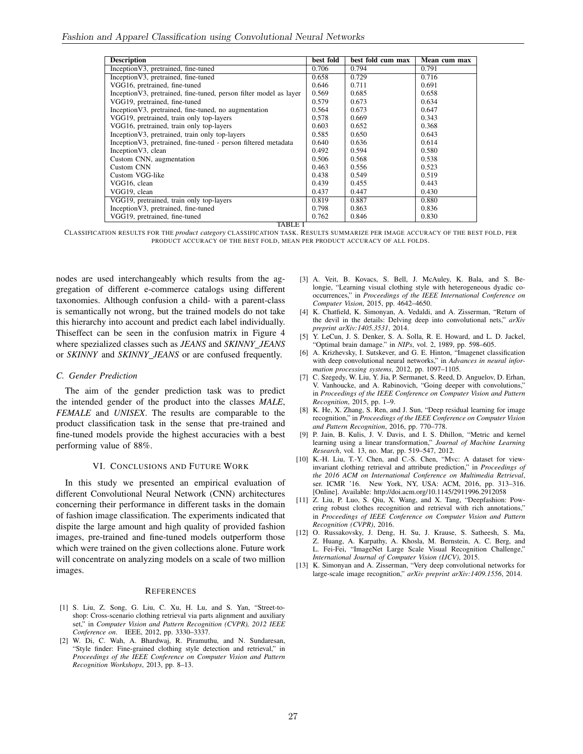| Description | best fold | best fold cum max | Mean cum max |
|---|---|---|---|
| InceptionV3, pretrained, fine-tuned | 0.706 | 0.794 | 0.791 |
| InceptionV3, pretrained, fine-tuned | 0.658 | 0.729 | 0.716 |
| VGG16, pretrained, fine-tuned | 0.646 | 0.711 | 0.691 |
| InceptionV3, pretrained, fine-tuned, person filter model as layer | 0.569 | 0.685 | 0.658 |
| VGG19, pretrained, fine-tuned | 0.579 | 0.673 | 0.634 |
| InceptionV3, pretrained, fine-tuned, no augmentation | 0.564 | 0.673 | 0.647 |
| VGG19, pretrained, train only top-layers | 0.578 | 0.669 | 0.343 |
| VGG16, pretrained, train only top-layers | 0.603 | 0.652 | 0.368 |
| InceptionV3, pretrained, train only top-layers | 0.585 | 0.650 | 0.643 |
| InceptionV3, pretrained, fine-tuned - person filtered metadata | 0.640 | 0.636 | 0.614 |
| InceptionV3, clean | 0.492 | 0.594 | 0.580 |
| Custom CNN, augmentation | 0.506 | 0.568 | 0.538 |
| Custom CNN | 0.463 | 0.556 | 0.523 |
| Custom VGG-like | 0.438 | 0.549 | 0.519 |
| VGG16, clean | 0.439 | 0.455 | 0.443 |
| VGG19, clean | 0.437 | 0.447 | 0.430 |
| VGG19, pretrained, train only top-layers | 0.819 | 0.887 | 0.880 |
| InceptionV3, pretrained, fine-tuned | 0.798 | 0.863 | 0.836 |
| VGG19, pretrained, fine-tuned | 0.762 | 0.846 | 0.830 |

TABLE I

CLASSIFICATION RESULTS FOR THE *product category* CLASSIFICATION TASK. RESULTS SUMMARIZE PER IMAGE ACCURACY OF THE BEST FOLD, PER PRODUCT ACCURACY OF THE BEST FOLD, MEAN PER PRODUCT ACCURACY OF ALL FOLDS.

nodes are used interchangeably which results from the aggregation of different e-commerce catalogs using different taxonomies. Although confusion a child- with a parent-class is semantically not wrong, but the trained models do not take this hierarchy into account and predict each label individually. Thiseffect can be seen in the confusion matrix in Figure 4 where spezialized classes such as *JEANS* and *SKINNY_JEANS* or *SKINNY* and *SKINNY_JEANS* or are confused frequently.

### C. Gender Prediction

The aim of the gender prediction task was to predict the intended gender of the product into the classes *MALE*, *FEMALE* and *UNISEX*. The results are comparable to the product classification task in the sense that pre-trained and fine-tuned models provide the highest accuracies with a best performing value of 88%.

## VI. CONCLUSIONS AND FUTURE WORK

In this study we presented an empirical evaluation of different Convolutional Neural Network (CNN) architectures concerning their performance in different tasks in the domain of fashion image classification. The experiments indicated that dispite the large amount and high quality of provided fashion images, pre-trained and fine-tuned models outperform those which were trained on the given collections alone. Future work will concentrate on analyzing models on a scale of two million images.

## REFERENCES

[1] S. Liu, Z. Song, G. Liu, C. Xu, H. Lu, and S. Yan, "Street-to-shop: Cross-scenario clothing retrieval via parts alignment and auxiliary set," in *Computer Vision and Pattern Recognition (CVPR), 2012 IEEE Conference on*. IEEE, 2012, pp. 3330–3337.

[2] W. Di, C. Wah, A. Bhardwaj, R. Piramuthu, and N. Sundaresan, "Style finder: Fine-grained clothing style detection and retrieval," in *Proceedings of the IEEE Conference on Computer Vision and Pattern Recognition Workshops*, 2013, pp. 8–13.

[3] A. Veit, B. Kovacs, S. Bell, J. McAuley, K. Bala, and S. Belongie, "Learning visual clothing style with heterogeneous dyadic co-occurrences," in *Proceedings of the IEEE International Conference on Computer Vision*, 2015, pp. 4642–4650.

[4] K. Chatfield, K. Simonyan, A. Vedaldi, and A. Zisserman, "Return of the devil in the details: Delving deep into convolutional nets," *arXiv preprint arXiv:1405.3531*, 2014.

[5] Y. LeCun, J. S. Denker, S. A. Solla, R. E. Howard, and L. D. Jackel, "Optimal brain damage." in *NIPs*, vol. 2, 1989, pp. 598–605.

[6] A. Krizhevsky, I. Sutskever, and G. E. Hinton, "Imagenet classification with deep convolutional neural networks," in *Advances in neural information processing systems*, 2012, pp. 1097–1105.

[7] C. Szegedy, W. Liu, Y. Jia, P. Sermanet, S. Reed, D. Anguelov, D. Erhan, V. Vanhoucke, and A. Rabinovich, "Going deeper with convolutions," in *Proceedings of the IEEE Conference on Computer Vision and Pattern Recognition*, 2015, pp. 1–9.

[8] K. He, X. Zhang, S. Ren, and J. Sun, "Deep residual learning for image recognition," in *Proceedings of the IEEE Conference on Computer Vision and Pattern Recognition*, 2016, pp. 770–778.

[9] P. Jain, B. Kulis, J. V. Davis, and I. S. Dhillon, "Metric and kernel learning using a linear transformation," *Journal of Machine Learning Research*, vol. 13, no. Mar, pp. 519–547, 2012.

[10] K.-H. Liu, T.-Y. Chen, and C.-S. Chen, "Mvc: A dataset for view-invariant clothing retrieval and attribute prediction," in *Proceedings of the 2016 ACM on International Conference on Multimedia Retrieval*, ser. ICMR '16. New York, NY, USA: ACM, 2016, pp. 313–316. [Online]. Available: http://doi.acm.org/10.1145/2911996.2912058

[11] Z. Liu, P. Luo, S. Qiu, X. Wang, and X. Tang, "Deepfashion: Powering robust clothes recognition and retrieval with rich annotations," in *Proceedings of IEEE Conference on Computer Vision and Pattern Recognition (CVPR)*, 2016.

[12] O. Russakovsky, J. Deng, H. Su, J. Krause, S. Satheesh, S. Ma, Z. Huang, A. Karpathy, A. Khosla, M. Bernstein, A. C. Berg, and L. Fei-Fei, "ImageNet Large Scale Visual Recognition Challenge," *International Journal of Computer Vision (IJCV)*, 2015.

[13] K. Simonyan and A. Zisserman, "Very deep convolutional networks for large-scale image recognition," *arXiv preprint arXiv:1409.1556*, 2014.